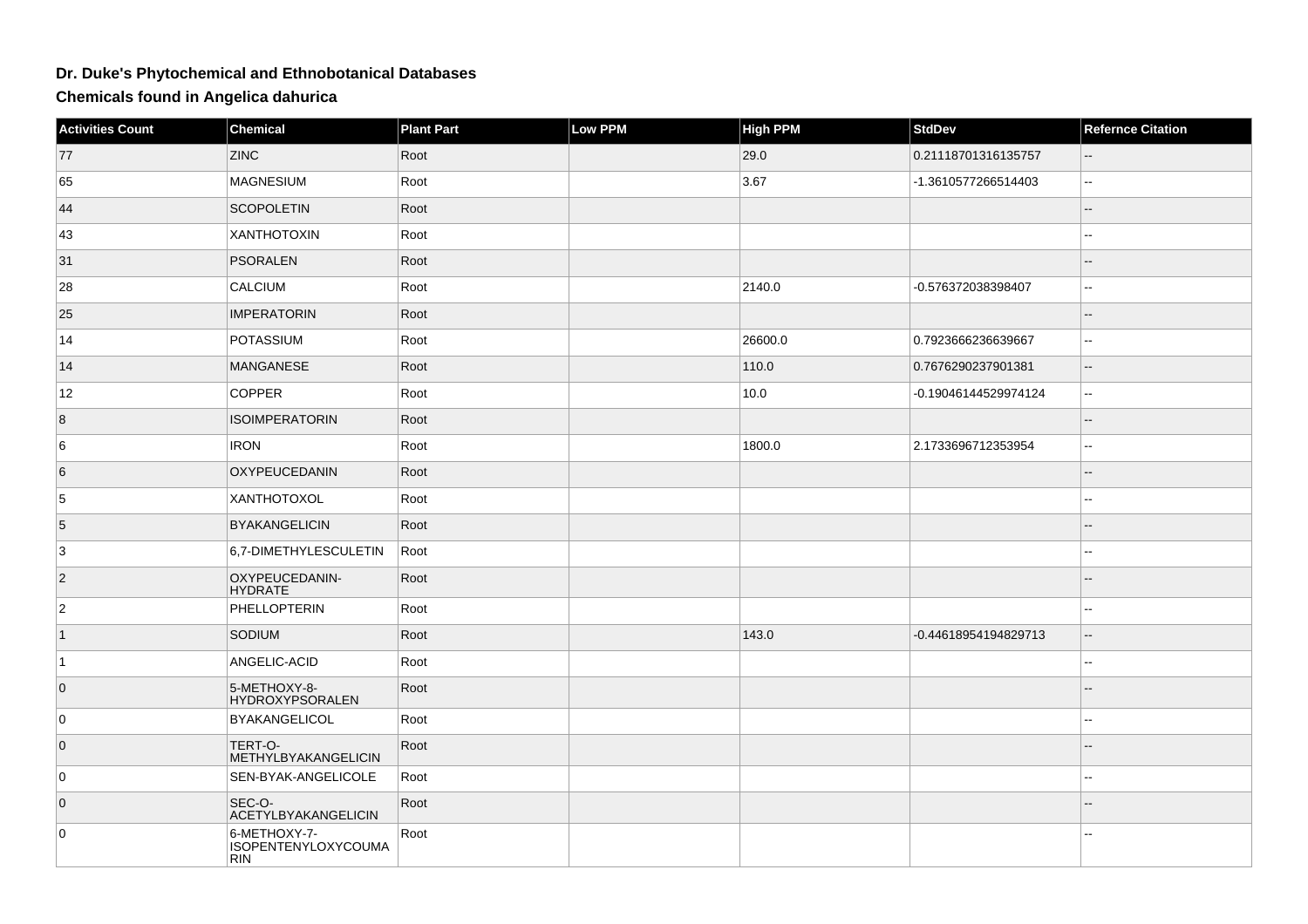# Dr. Duke's Phytochemical and Ethnobotanical Databases

## Chemicals found in Angelica dahurica

| Activities Count | Chemical | Plant Part | Low PPM | High PPM | StdDev | Refernce Citation |
|---|---|---|---|---|---|---|
| 77 | ZINC | Root | | 29.0 | 0.21118701316135757 | -- |
| 65 | MAGNESIUM | Root | | 3.67 | -1.3610577266514403 | -- |
| 44 | SCOPOLETIN | Root | | | | -- |
| 43 | XANTHOTOXIN | Root | | | | -- |
| 31 | PSORALEN | Root | | | | -- |
| 28 | CALCIUM | Root | | 2140.0 | -0.576372038398407 | -- |
| 25 | IMPERATORIN | Root | | | | -- |
| 14 | POTASSIUM | Root | | 26600.0 | 0.7923666236639667 | -- |
| 14 | MANGANESE | Root | | 110.0 | 0.7676290237901381 | -- |
| 12 | COPPER | Root | | 10.0 | -0.19046144529974124 | -- |
| 8 | ISOIMPERATORIN | Root | | | | -- |
| 6 | IRON | Root | | 1800.0 | 2.1733696712353954 | -- |
| 6 | OXYPEUCEDANIN | Root | | | | -- |
| 5 | XANTHOTOXOL | Root | | | | -- |
| 5 | BYAKANGELICIN | Root | | | | -- |
| 3 | 6,7-DIMETHYLESCULETIN | Root | | | | -- |
| 2 | OXYPEUCEDANIN-HYDRATE | Root | | | | -- |
| 2 | PHELLOPTERIN | Root | | | | -- |
| 1 | SODIUM | Root | | 143.0 | -0.44618954194829713 | -- |
| 1 | ANGELIC-ACID | Root | | | | -- |
| 0 | 5-METHOXY-8-HYDROXYPSORALEN | Root | | | | -- |
| 0 | BYAKANGELICOL | Root | | | | -- |
| 0 | TERT-O-METHYLBYAKANGELICIN | Root | | | | -- |
| 0 | SEN-BYAK-ANGELICOLE | Root | | | | -- |
| 0 | SEC-O-ACETYLBYAKANGELICIN | Root | | | | -- |
| 0 | 6-METHOXY-7-ISOPENTENYLOXYCOUMARIN | Root | | | | -- |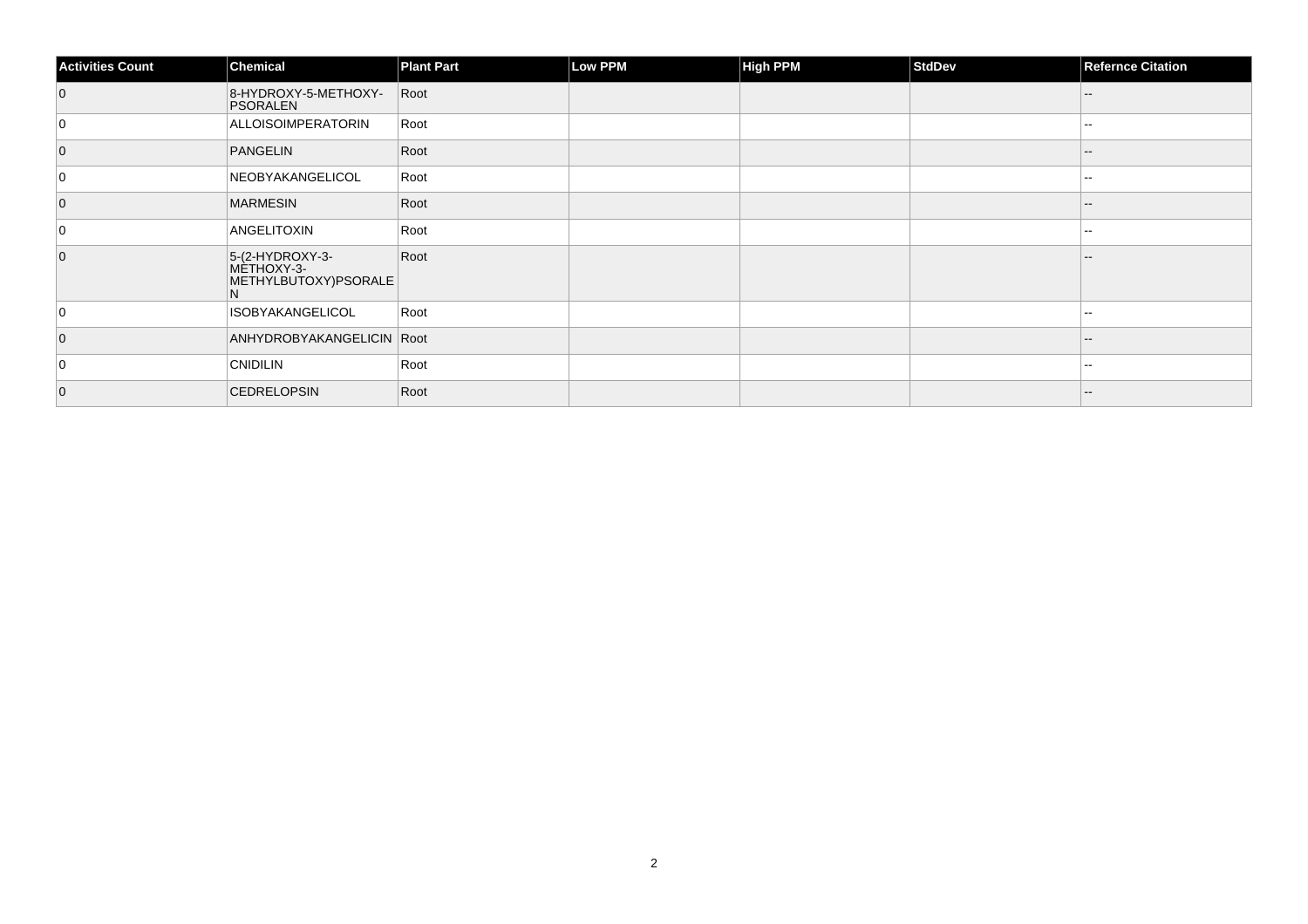| Activities Count | Chemical | Plant Part | Low PPM | High PPM | StdDev | Refernce Citation |
| --- | --- | --- | --- | --- | --- | --- |
| 0 | 8-HYDROXY-5-METHOXY-PSORALEN | Root | | | | -- |
| 0 | ALLOISOIMPERATORIN | Root | | | | -- |
| 0 | PANGELIN | Root | | | | -- |
| 0 | NEOBYAKANGELICOL | Root | | | | -- |
| 0 | MARMESIN | Root | | | | -- |
| 0 | ANGELITOXIN | Root | | | | -- |
| 0 | 5-(2-HYDROXY-3-METHOXY-3-METHYLBUTOXY)PSORALEN | Root | | | | -- |
| 0 | ISOBYAKANGELICOL | Root | | | | -- |
| 0 | ANHYDROBYAKANGELICIN | Root | | | | -- |
| 0 | CNIDILIN | Root | | | | -- |
| 0 | CEDRELOPSIN | Root | | | | -- |